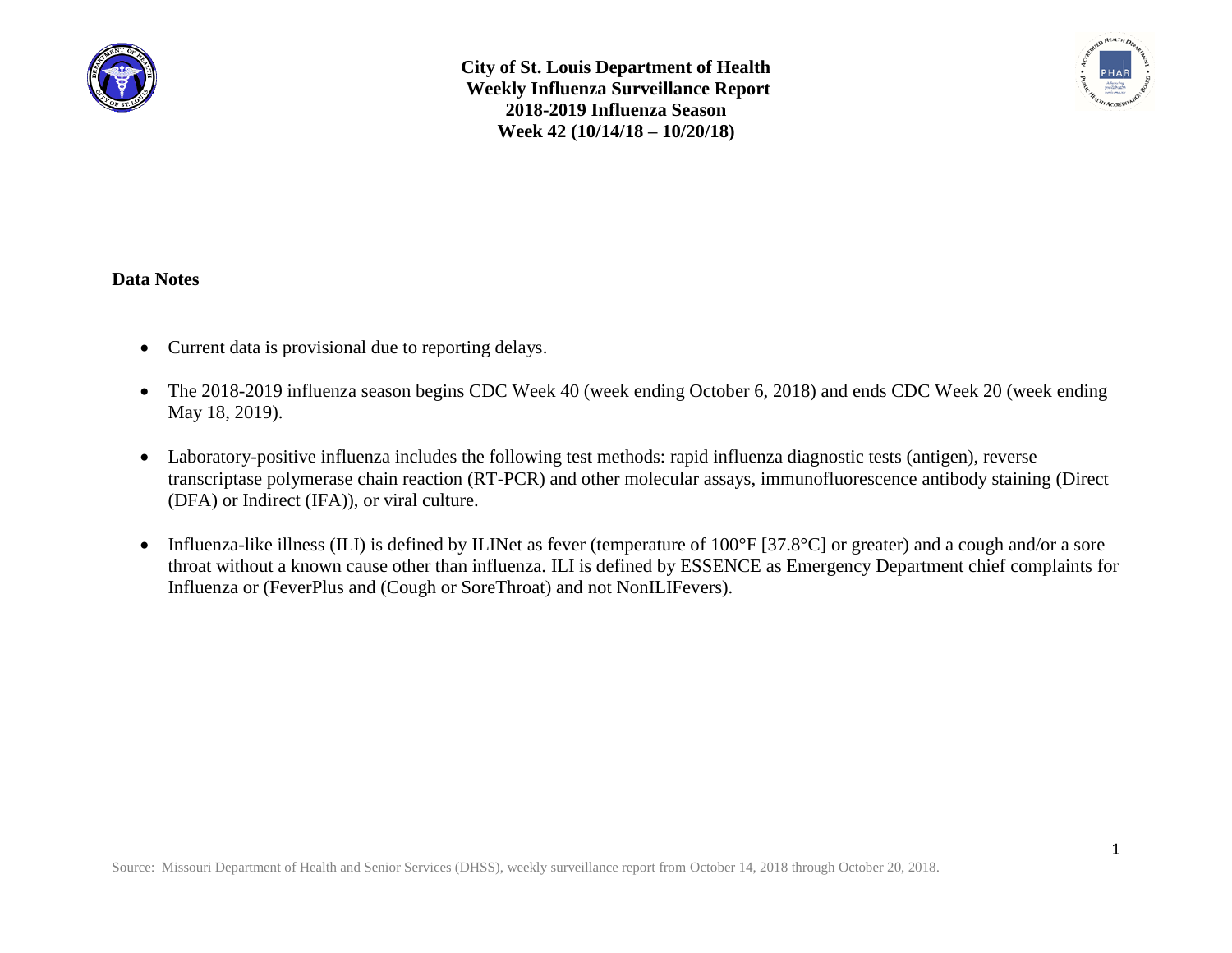# City of St. Louis Department of Health
## Weekly Influenza Surveillance Report
## 2018-2019 Influenza Season
## Week 42 (10/14/18 – 10/20/18)

### Data Notes

- Current data is provisional due to reporting delays.
- The 2018-2019 influenza season begins CDC Week 40 (week ending October 6, 2018) and ends CDC Week 20 (week ending May 18, 2019).
- Laboratory-positive influenza includes the following test methods: rapid influenza diagnostic tests (antigen), reverse transcriptase polymerase chain reaction (RT-PCR) and other molecular assays, immunofluorescence antibody staining (Direct (DFA) or Indirect (IFA)), or viral culture.
- Influenza-like illness (ILI) is defined by ILINet as fever (temperature of 100°F [37.8°C] or greater) and a cough and/or a sore throat without a known cause other than influenza. ILI is defined by ESSENCE as Emergency Department chief complaints for Influenza or (FeverPlus and (Cough or SoreThroat) and not NonILIFevers).

Source: Missouri Department of Health and Senior Services (DHSS), weekly surveillance report from October 14, 2018 through October 20, 2018.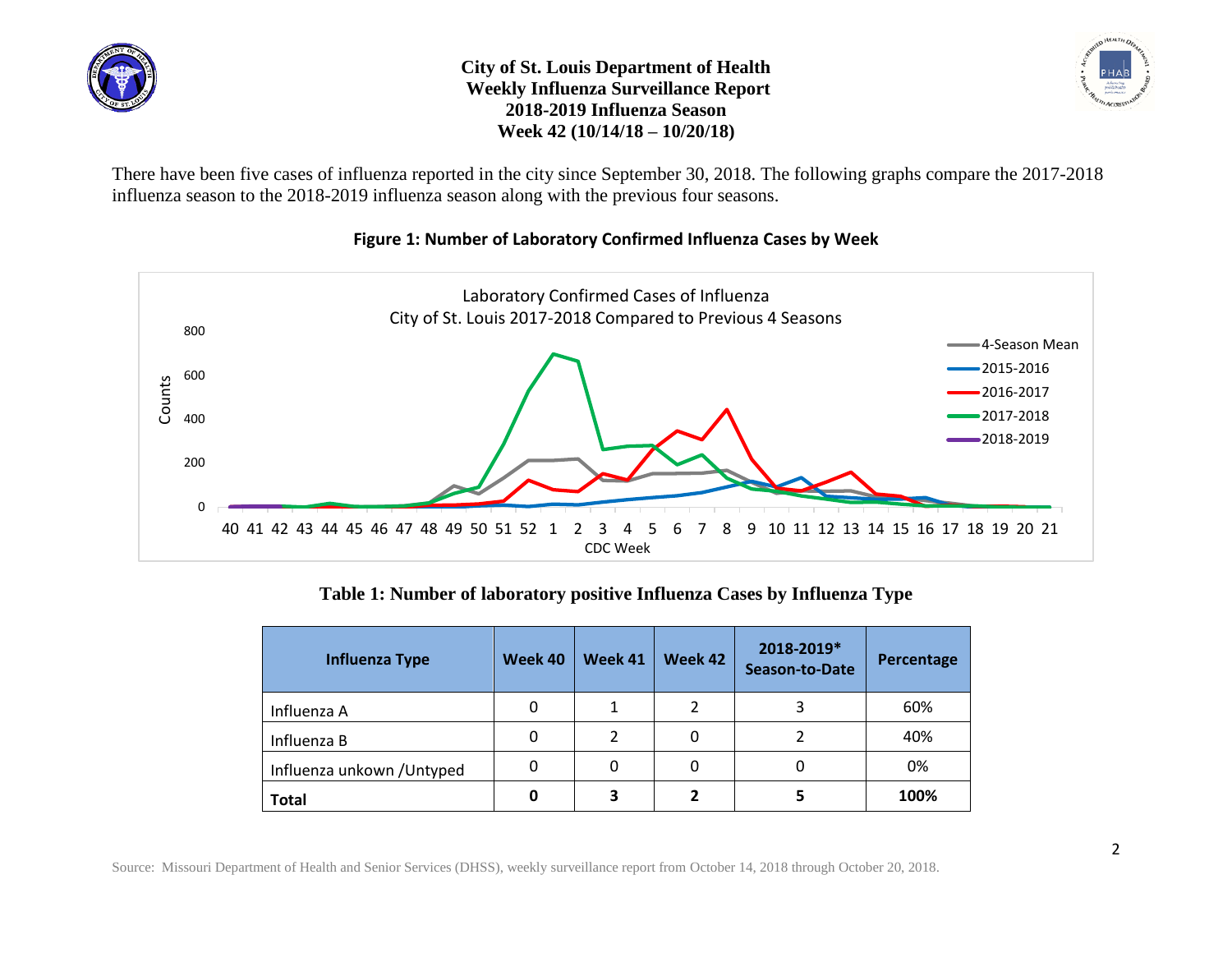# City of St. Louis Department of Health
## Weekly Influenza Surveillance Report
## 2018-2019 Influenza Season
## Week 42 (10/14/18 – 10/20/18)

There have been five cases of influenza reported in the city since September 30, 2018. The following graphs compare the 2017-2018 influenza season to the 2018-2019 influenza season along with the previous four seasons.

**Figure 1: Number of Laboratory Confirmed Influenza Cases by Week**

**Table 1: Number of laboratory positive Influenza Cases by Influenza Type**

| Influenza Type | Week 40 | Week 41 | Week 42 | 2018-2019* Season-to-Date | Percentage |
|---|---|---|---|---|---|
| Influenza A | 0 | 1 | 2 | 3 | 60% |
| Influenza B | 0 | 2 | 0 | 2 | 40% |
| Influenza unkown /Untyped | 0 | 0 | 0 | 0 | 0% |
| **Total** | **0** | **3** | **2** | **5** | **100%** |

Source: Missouri Department of Health and Senior Services (DHSS), weekly surveillance report from October 14, 2018 through October 20, 2018.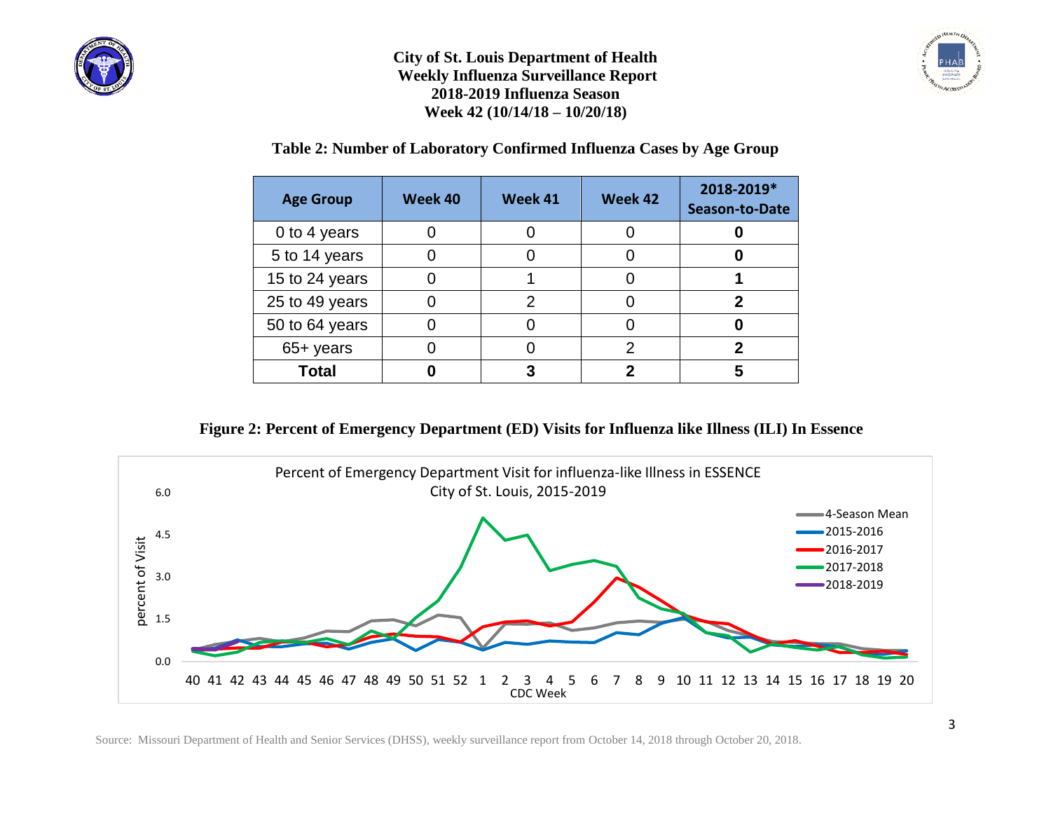**City of St. Louis Department of Health**
**Weekly Influenza Surveillance Report**
**2018-2019 Influenza Season**
**Week 42 (10/14/18 – 10/20/18)**

## Table 2: Number of Laboratory Confirmed Influenza Cases by Age Group

| Age Group | Week 40 | Week 41 | Week 42 | 2018-2019* Season-to-Date |
|---|---|---|---|---|
| 0 to 4 years | 0 | 0 | 0 | **0** |
| 5 to 14 years | 0 | 0 | 0 | **0** |
| 15 to 24 years | 0 | 1 | 0 | **1** |
| 25 to 49 years | 0 | 2 | 0 | **2** |
| 50 to 64 years | 0 | 0 | 0 | **0** |
| 65+ years | 0 | 0 | 2 | **2** |
| **Total** | **0** | **3** | **2** | **5** |

## Figure 2: Percent of Emergency Department (ED) Visits for Influenza like Illness (ILI) In Essence

Source: Missouri Department of Health and Senior Services (DHSS), weekly surveillance report from October 14, 2018 through October 20, 2018.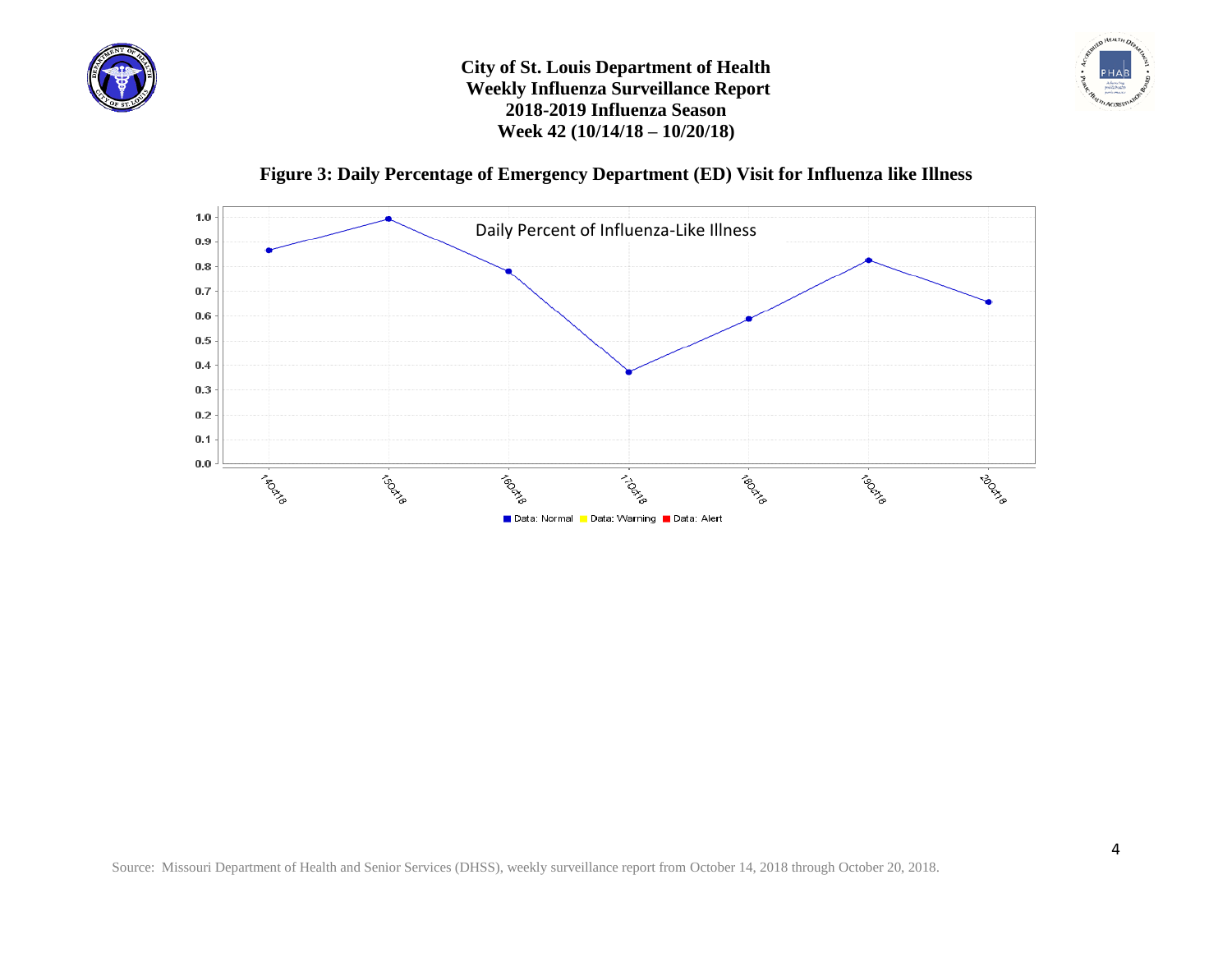**City of St. Louis Department of Health**
**Weekly Influenza Surveillance Report**
**2018-2019 Influenza Season**
**Week 42 (10/14/18 – 10/20/18)**

**Figure 3: Daily Percentage of Emergency Department (ED) Visit for Influenza like Illness**

Daily Percent of Influenza-Like Illness

1.0
0.9
0.8
0.7
0.6
0.5
0.4
0.3
0.2
0.1
0.0

14Oct18
15Oct18
16Oct18
17Oct18
18Oct18
19Oct18
20Oct18

Data: Normal
Data: Warning
Data: Alert

Source: Missouri Department of Health and Senior Services (DHSS), weekly surveillance report from October 14, 2018 through October 20, 2018.